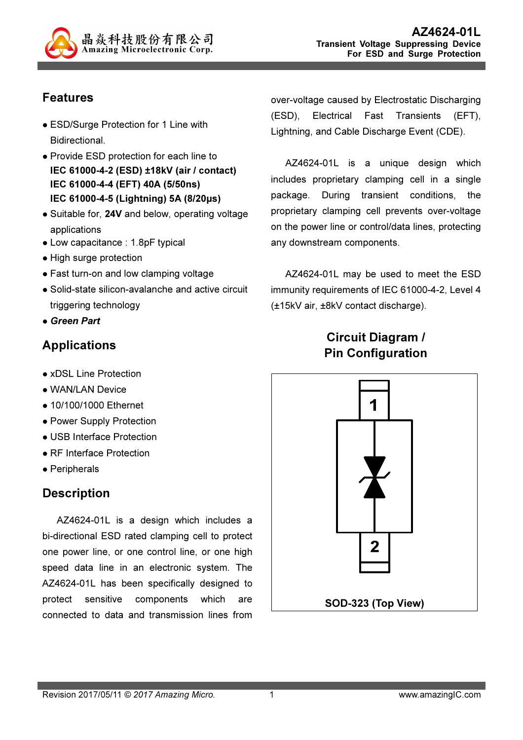# AZ4624-01L

**Transient Voltage Suppressing Device For ESD and Surge Protection**

## Features

- ESD/Surge Protection for 1 Line with Bidirectional.
- Provide ESD protection for each line to
  **IEC 61000-4-2 (ESD) ±18kV (air / contact)**
  **IEC 61000-4-4 (EFT) 40A (5/50ns)**
  **IEC 61000-4-5 (Lightning) 5A (8/20μs)**
- Suitable for, **24V** and below, operating voltage applications
- Low capacitance : 1.8pF typical
- High surge protection
- Fast turn-on and low clamping voltage
- Solid-state silicon-avalanche and active circuit triggering technology
- ***Green Part***

## Applications

- xDSL Line Protection
- WAN/LAN Device
- 10/100/1000 Ethernet
- Power Supply Protection
- USB Interface Protection
- RF Interface Protection
- Peripherals

## Description

AZ4624-01L is a design which includes a bi-directional ESD rated clamping cell to protect one power line, or one control line, or one high speed data line in an electronic system. The AZ4624-01L has been specifically designed to protect sensitive components which are connected to data and transmission lines from over-voltage caused by Electrostatic Discharging (ESD), Electrical Fast Transients (EFT), Lightning, and Cable Discharge Event (CDE).

AZ4624-01L is a unique design which includes proprietary clamping cell in a single package. During transient conditions, the proprietary clamping cell prevents over-voltage on the power line or control/data lines, protecting any downstream components.

AZ4624-01L may be used to meet the ESD immunity requirements of IEC 61000-4-2, Level 4 (±15kV air, ±8kV contact discharge).

## Circuit Diagram / Pin Configuration

1

2

**SOD-323 (Top View)**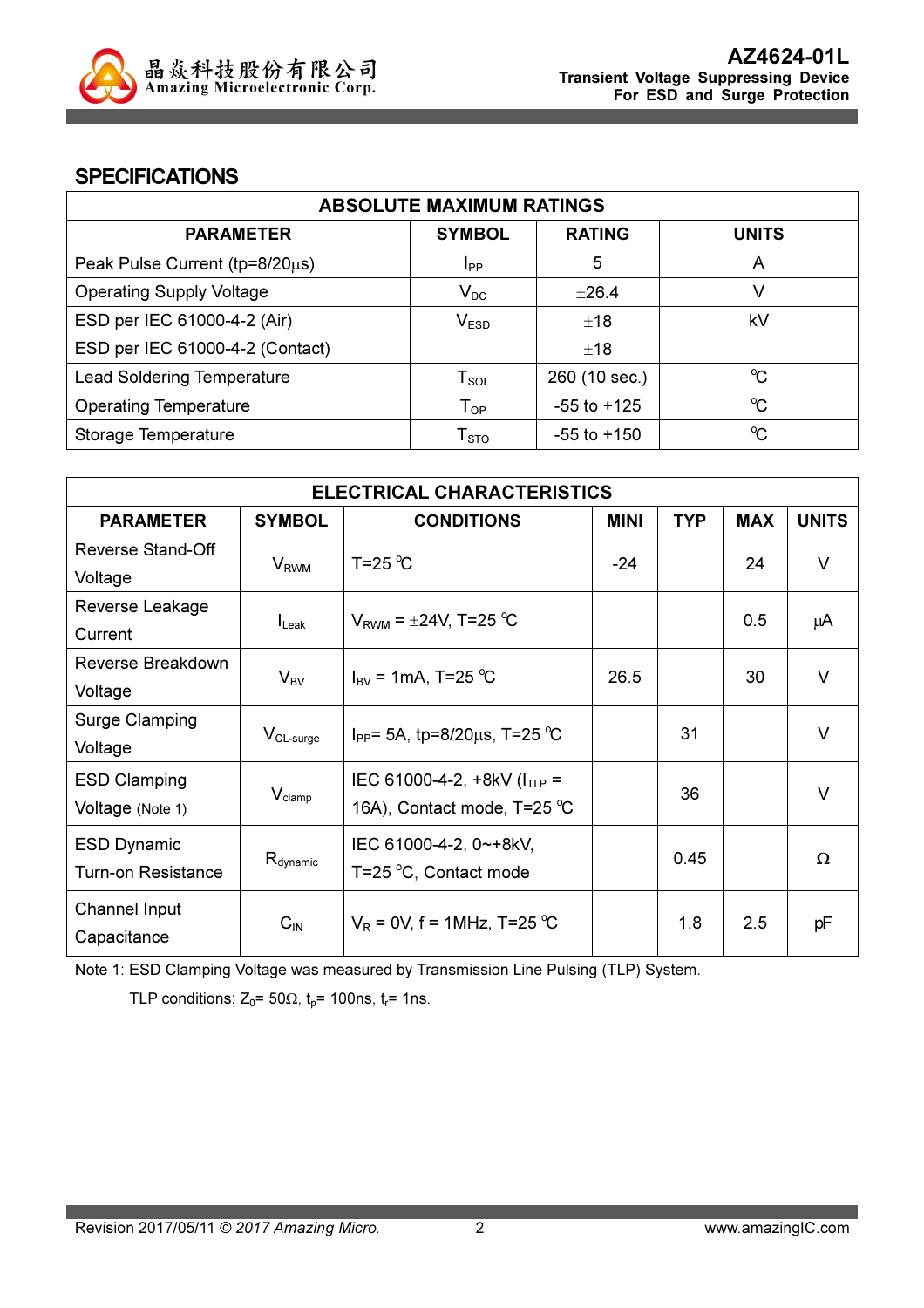## SPECIFICATIONS

| ABSOLUTE MAXIMUM RATINGS | | | |
|---|---|---|---|
| **PARAMETER** | **SYMBOL** | **RATING** | **UNITS** |
| Peak Pulse Current (tp=8/20μs) | $I_{PP}$ | 5 | A |
| Operating Supply Voltage | $V_{DC}$ | ±26.4 | V |
| ESD per IEC 61000-4-2 (Air) | $V_{ESD}$ | ±18 | kV |
| ESD per IEC 61000-4-2 (Contact) | | ±18 | |
| Lead Soldering Temperature | $T_{SOL}$ | 260 (10 sec.) | ℃ |
| Operating Temperature | $T_{OP}$ | -55 to +125 | ℃ |
| Storage Temperature | $T_{STO}$ | -55 to +150 | ℃ |

| ELECTRICAL CHARACTERISTICS | | | | | | |
|---|---|---|---|---|---|---|
| **PARAMETER** | **SYMBOL** | **CONDITIONS** | **MINI** | **TYP** | **MAX** | **UNITS** |
| Reverse Stand-Off Voltage | $V_{RWM}$ | T=25 ℃ | -24 | | 24 | V |
| Reverse Leakage Current | $I_{Leak}$ | $V_{RWM}$ = ±24V, T=25 ℃ | | | 0.5 | μA |
| Reverse Breakdown Voltage | $V_{BV}$ | $I_{BV}$ = 1mA, T=25 ℃ | 26.5 | | 30 | V |
| Surge Clamping Voltage | $V_{CL\text{-}surge}$ | $I_{PP}$= 5A, tp=8/20μs, T=25 ℃ | | 31 | | V |
| ESD Clamping Voltage (Note 1) | $V_{clamp}$ | IEC 61000-4-2, +8kV ($I_{TLP}$ = 16A), Contact mode, T=25 ℃ | | 36 | | V |
| ESD Dynamic Turn-on Resistance | $R_{dynamic}$ | IEC 61000-4-2, 0~+8kV, T=25 °C, Contact mode | | 0.45 | | Ω |
| Channel Input Capacitance | $C_{IN}$ | $V_R$ = 0V, f = 1MHz, T=25 ℃ | | 1.8 | 2.5 | pF |

Note 1: ESD Clamping Voltage was measured by Transmission Line Pulsing (TLP) System.

TLP conditions: $Z_0$= 50Ω, $t_p$= 100ns, $t_r$= 1ns.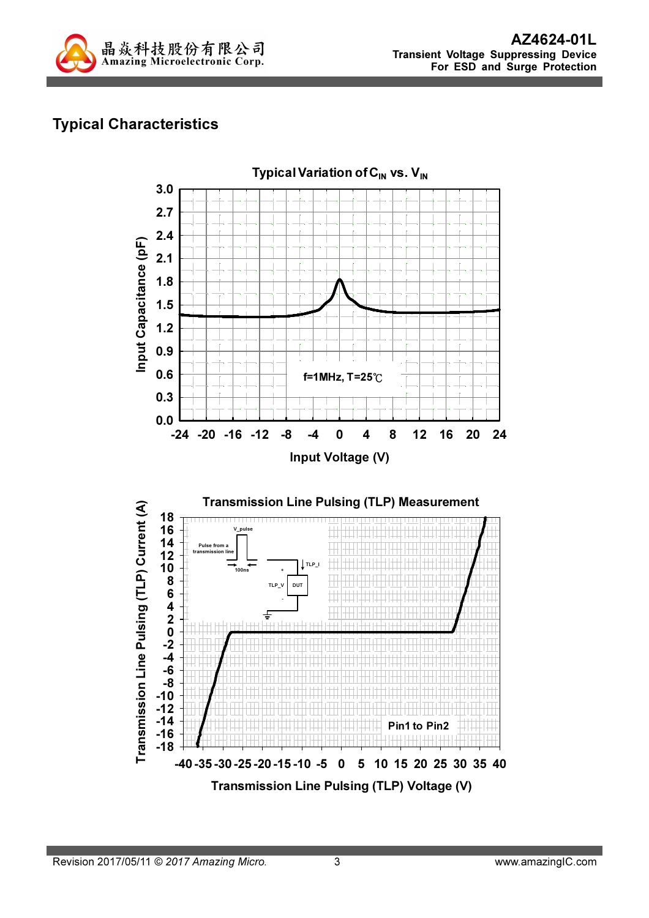## Typical Characteristics

Typical Variation of $C_{IN}$ vs. $V_{IN}$

Input Capacitance (pF)

Input Voltage (V)

f=1MHz, T=25℃

Transmission Line Pulsing (TLP) Measurement

Transmission Line Pulsing (TLP) Current (A)

Transmission Line Pulsing (TLP) Voltage (V)

Pin1 to Pin2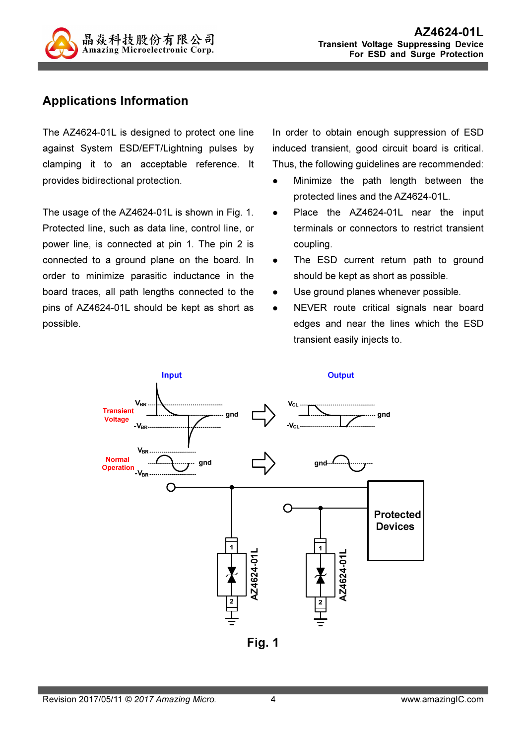## Applications Information

The AZ4624-01L is designed to protect one line against System ESD/EFT/Lightning pulses by clamping it to an acceptable reference. It provides bidirectional protection.

The usage of the AZ4624-01L is shown in Fig. 1. Protected line, such as data line, control line, or power line, is connected at pin 1. The pin 2 is connected to a ground plane on the board. In order to minimize parasitic inductance in the board traces, all path lengths connected to the pins of AZ4624-01L should be kept as short as possible.

In order to obtain enough suppression of ESD induced transient, good circuit board is critical. Thus, the following guidelines are recommended:

- Minimize the path length between the protected lines and the AZ4624-01L.
- Place the AZ4624-01L near the input terminals or connectors to restrict transient coupling.
- The ESD current return path to ground should be kept as short as possible.
- Use ground planes whenever possible.
- NEVER route critical signals near board edges and near the lines which the ESD transient easily injects to.

Fig. 1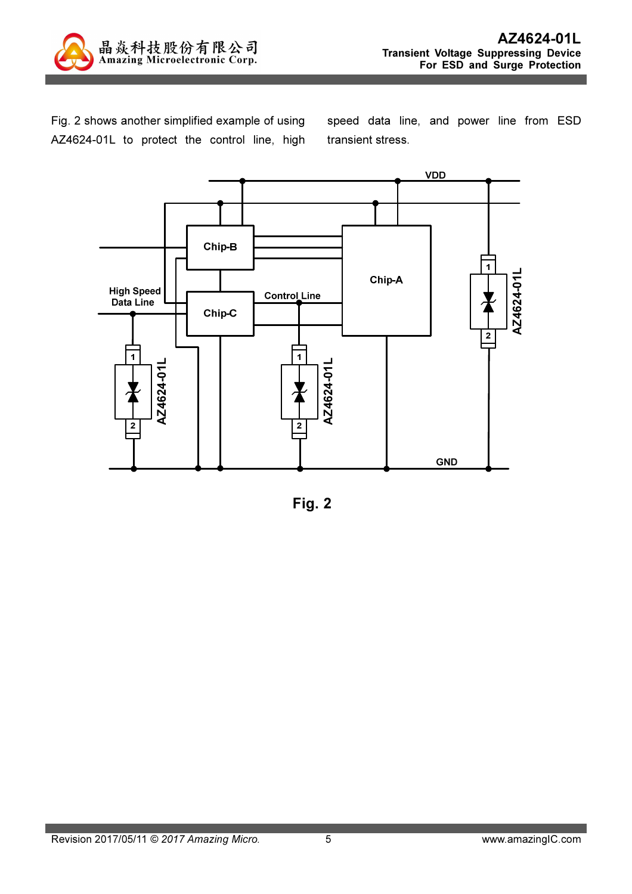Fig. 2 shows another simplified example of using AZ4624-01L to protect the control line, high speed data line, and power line from ESD transient stress.

Fig. 2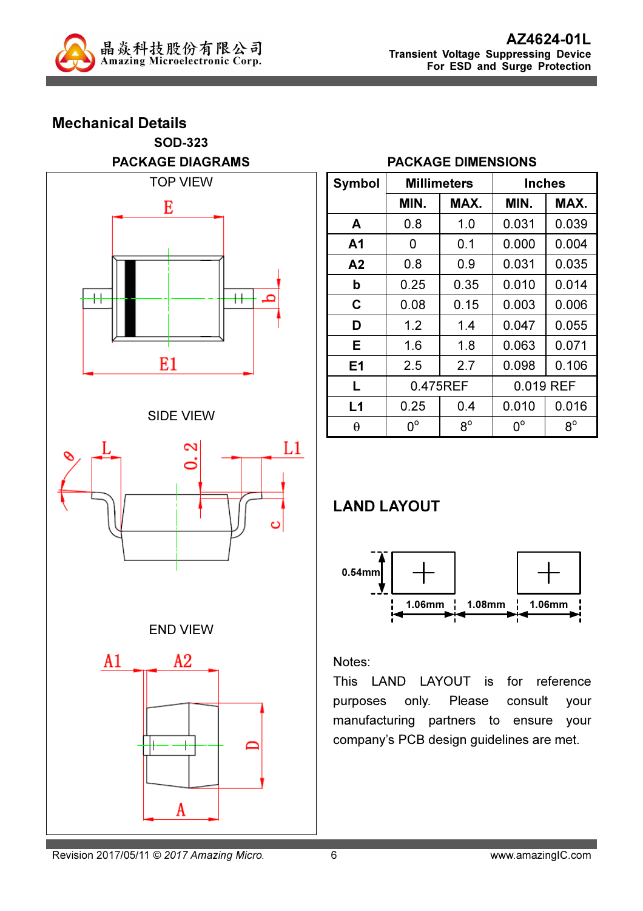## Mechanical Details

### SOD-323

**PACKAGE DIAGRAMS**

TOP VIEW

SIDE VIEW

END VIEW

**PACKAGE DIMENSIONS**

| Symbol | Millimeters | | Inches | |
|---|---|---|---|---|
| | MIN. | MAX. | MIN. | MAX. |
| A | 0.8 | 1.0 | 0.031 | 0.039 |
| A1 | 0 | 0.1 | 0.000 | 0.004 |
| A2 | 0.8 | 0.9 | 0.031 | 0.035 |
| b | 0.25 | 0.35 | 0.010 | 0.014 |
| C | 0.08 | 0.15 | 0.003 | 0.006 |
| D | 1.2 | 1.4 | 0.047 | 0.055 |
| E | 1.6 | 1.8 | 0.063 | 0.071 |
| E1 | 2.5 | 2.7 | 0.098 | 0.106 |
| L | 0.475REF | | 0.019 REF | |
| L1 | 0.25 | 0.4 | 0.010 | 0.016 |
| θ | 0° | 8° | 0° | 8° |

## LAND LAYOUT

0.54mm

1.06mm 1.08mm 1.06mm

Notes:

This LAND LAYOUT is for reference purposes only. Please consult your manufacturing partners to ensure your company's PCB design guidelines are met.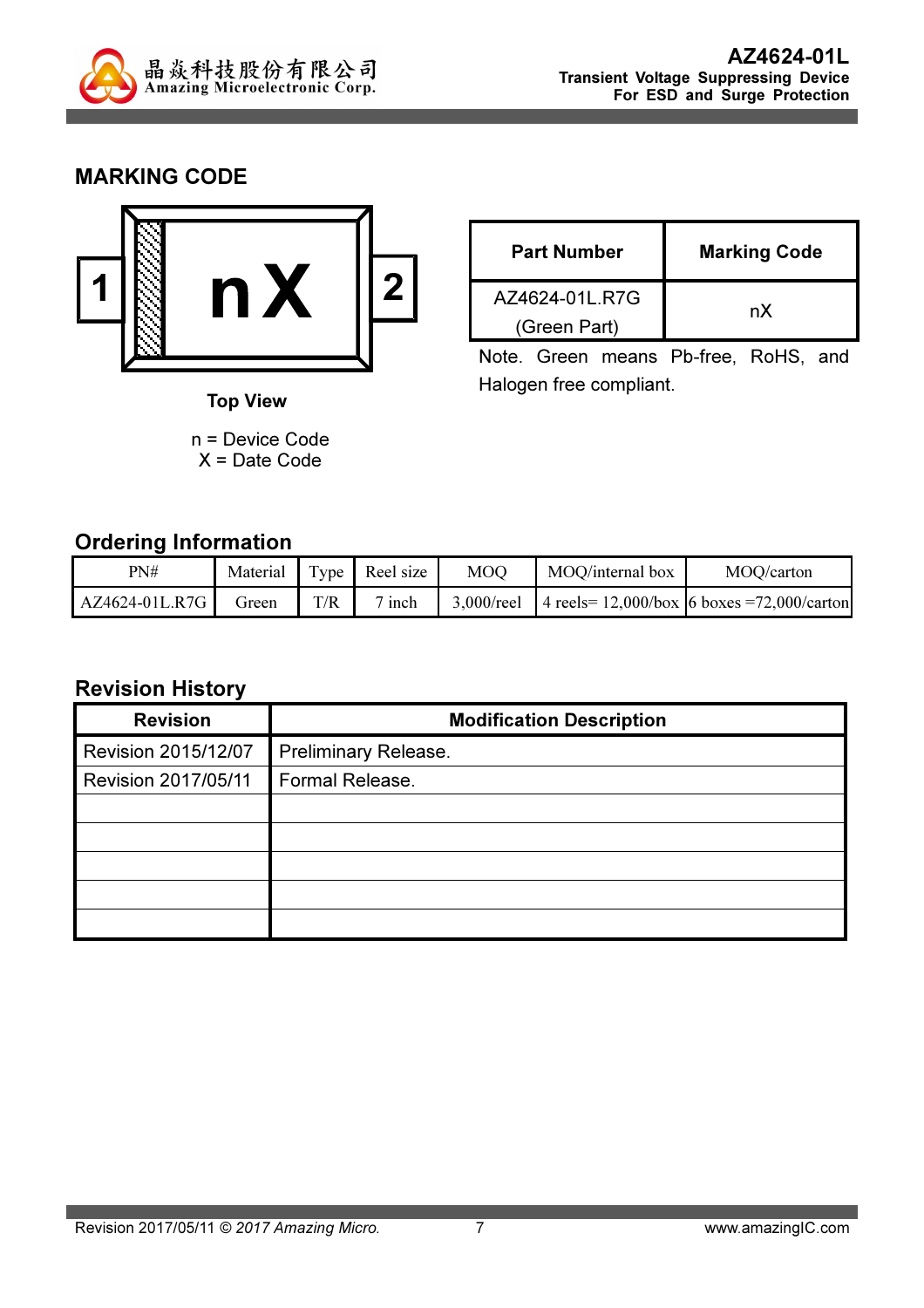## MARKING CODE

1 nX 2

**Top View**

n = Device Code
X = Date Code

| Part Number | Marking Code |
|---|---|
| AZ4624-01L.R7G (Green Part) | nX |

Note. Green means Pb-free, RoHS, and Halogen free compliant.

## Ordering Information

| PN# | Material | Type | Reel size | MOQ | MOQ/internal box | MOQ/carton |
|---|---|---|---|---|---|---|
| AZ4624-01L.R7G | Green | T/R | 7 inch | 3,000/reel | 4 reels= 12,000/box | 6 boxes =72,000/carton |

## Revision History

| Revision | Modification Description |
|---|---|
| Revision 2015/12/07 | Preliminary Release. |
| Revision 2017/05/11 | Formal Release. |
| | |
| | |
| | |
| | |
| | |